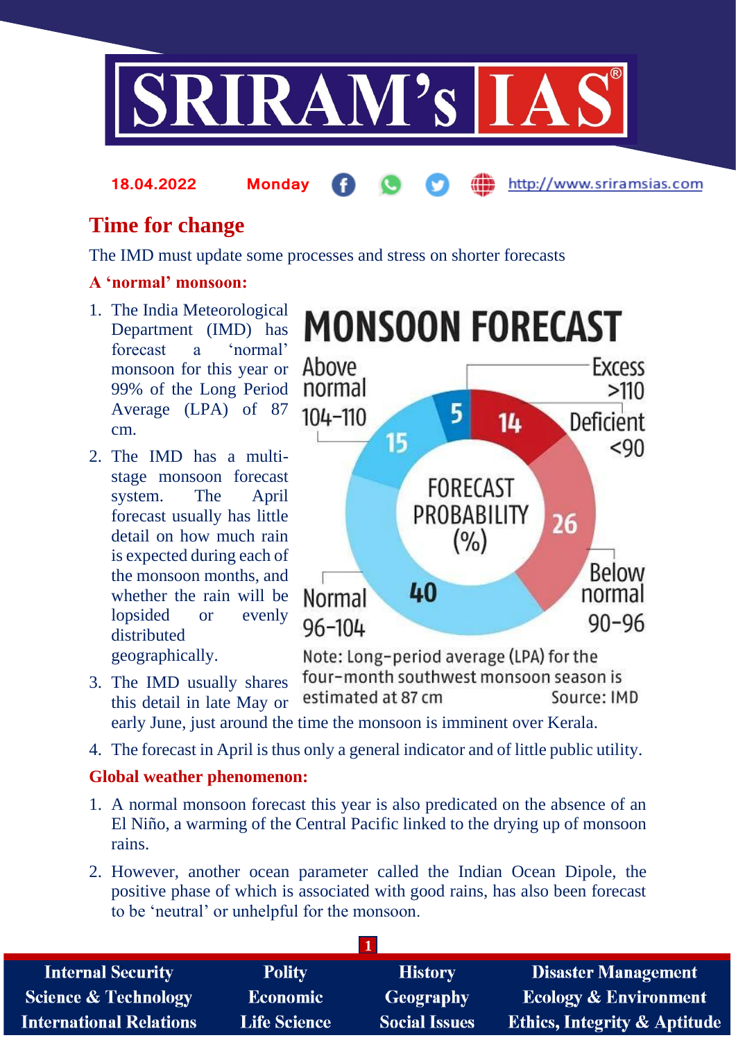# Time for change

The IMD must update some processes and stress on shorter forecasts

**A 'normal' monsoon:**

1. The India Meteorological Department (IMD) has forecast a 'normal' monsoon for this year or 99% of the Long Period Average (LPA) of 87 cm.
2. The IMD has a multi-stage monsoon forecast system. The April forecast usually has little detail on how much rain is expected during each of the monsoon months, and whether the rain will be lopsided or evenly distributed geographically.
3. The IMD usually shares this detail in late May or early June, just around the time the monsoon is imminent over Kerala.
4. The forecast in April is thus only a general indicator and of little public utility.

**MONSOON FORECAST**

FORECAST PROBABILITY (%)

| Category | Probability (%) |
|---|---|
| Excess >110 | 5 |
| Above normal 104-110 | 15 |
| Normal 96-104 | 40 |
| Below normal 90-96 | 26 |
| Deficient <90 | 14 |

Note: Long-period average (LPA) for the four-month southwest monsoon season is estimated at 87 cm. Source: IMD

**Global weather phenomenon:**

1. A normal monsoon forecast this year is also predicated on the absence of an El Niño, a warming of the Central Pacific linked to the drying up of monsoon rains.
2. However, another ocean parameter called the Indian Ocean Dipole, the positive phase of which is associated with good rains, has also been forecast to be 'neutral' or unhelpful for the monsoon.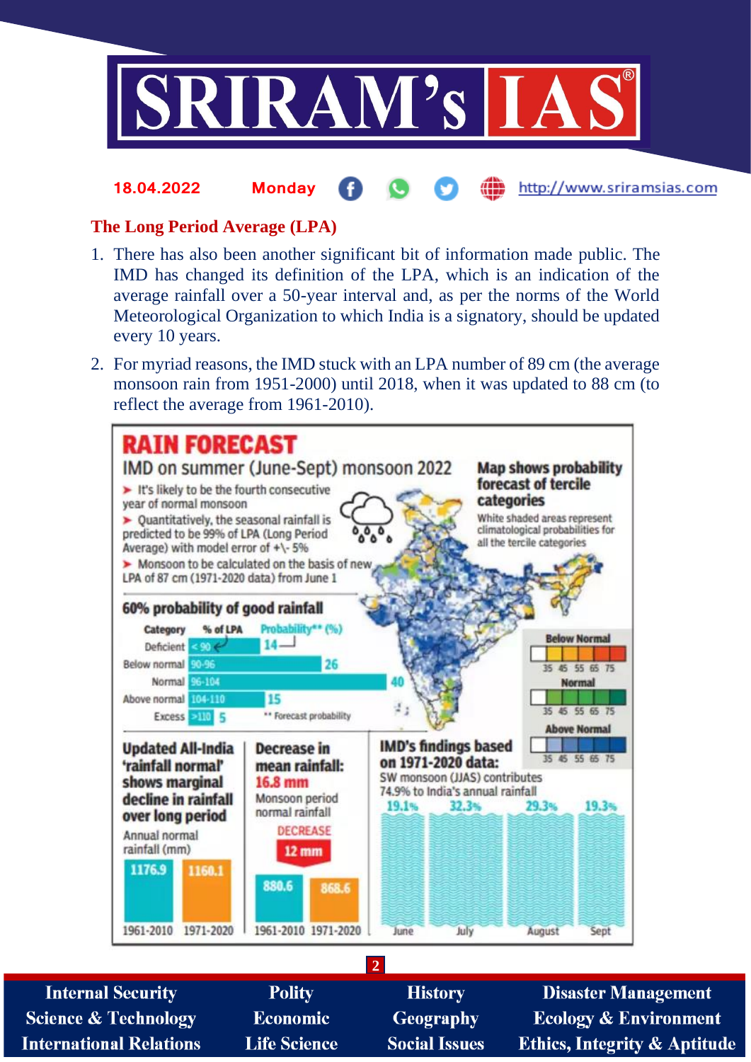## The Long Period Average (LPA)

1. There has also been another significant bit of information made public. The IMD has changed its definition of the LPA, which is an indication of the average rainfall over a 50-year interval and, as per the norms of the World Meteorological Organization to which India is a signatory, should be updated every 10 years.
2. For myriad reasons, the IMD stuck with an LPA number of 89 cm (the average monsoon rain from 1951-2000) until 2018, when it was updated to 88 cm (to reflect the average from 1961-2010).

## RAIN FORECAST

**IMD on summer (June-Sept) monsoon 2022**

- It's likely to be the fourth consecutive year of normal monsoon
- Quantitatively, the seasonal rainfall is predicted to be 99% of LPA (Long Period Average) with model error of +\- 5%
- Monsoon to be calculated on the basis of new LPA of 87 cm (1971-2020 data) from June 1

**Map shows probability forecast of tercile categories**

White shaded areas represent climatological probabilities for all the tercile categories

Below Normal / Normal / Above Normal: 35 45 55 65 75

**60% probability of good rainfall**

| Category | % of LPA | Probability** (%) |
|---|---|---|
| Deficient | < 90 | 14 |
| Below normal | 90-96 | 26 |
| Normal | 96-104 | 40 |
| Above normal | 104-110 | 15 |
| Excess | >110 | 5 |

** Forecast probability

**Updated All-India 'rainfall normal' shows marginal decline in rainfall over long period**

Annual normal rainfall (mm)

| 1961-2010 | 1971-2020 |
|---|---|
| 1176.9 | 1160.1 |

**Decrease in mean rainfall: 16.8 mm**

Monsoon period normal rainfall

DECREASE 12 mm

| 1961-2010 | 1971-2020 |
|---|---|
| 880.6 | 868.6 |

**IMD's findings based on 1971-2020 data:**

SW monsoon (JJAS) contributes 74.9% to India's annual rainfall

| June | July | August | Sept |
|---|---|---|---|
| 19.1% | 32.3% | 29.3% | 19.3% |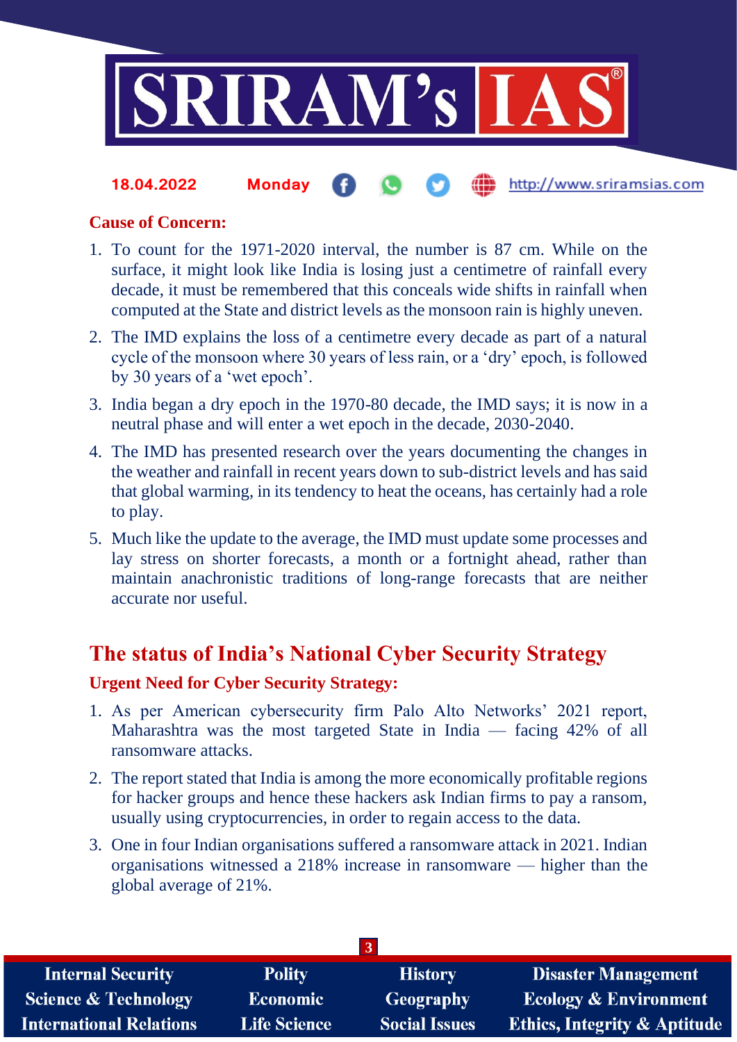### Cause of Concern:

1. To count for the 1971-2020 interval, the number is 87 cm. While on the surface, it might look like India is losing just a centimetre of rainfall every decade, it must be remembered that this conceals wide shifts in rainfall when computed at the State and district levels as the monsoon rain is highly uneven.
2. The IMD explains the loss of a centimetre every decade as part of a natural cycle of the monsoon where 30 years of less rain, or a 'dry' epoch, is followed by 30 years of a 'wet epoch'.
3. India began a dry epoch in the 1970-80 decade, the IMD says; it is now in a neutral phase and will enter a wet epoch in the decade, 2030-2040.
4. The IMD has presented research over the years documenting the changes in the weather and rainfall in recent years down to sub-district levels and has said that global warming, in its tendency to heat the oceans, has certainly had a role to play.
5. Much like the update to the average, the IMD must update some processes and lay stress on shorter forecasts, a month or a fortnight ahead, rather than maintain anachronistic traditions of long-range forecasts that are neither accurate nor useful.

## The status of India's National Cyber Security Strategy

### Urgent Need for Cyber Security Strategy:

1. As per American cybersecurity firm Palo Alto Networks' 2021 report, Maharashtra was the most targeted State in India — facing 42% of all ransomware attacks.
2. The report stated that India is among the more economically profitable regions for hacker groups and hence these hackers ask Indian firms to pay a ransom, usually using cryptocurrencies, in order to regain access to the data.
3. One in four Indian organisations suffered a ransomware attack in 2021. Indian organisations witnessed a 218% increase in ransomware — higher than the global average of 21%.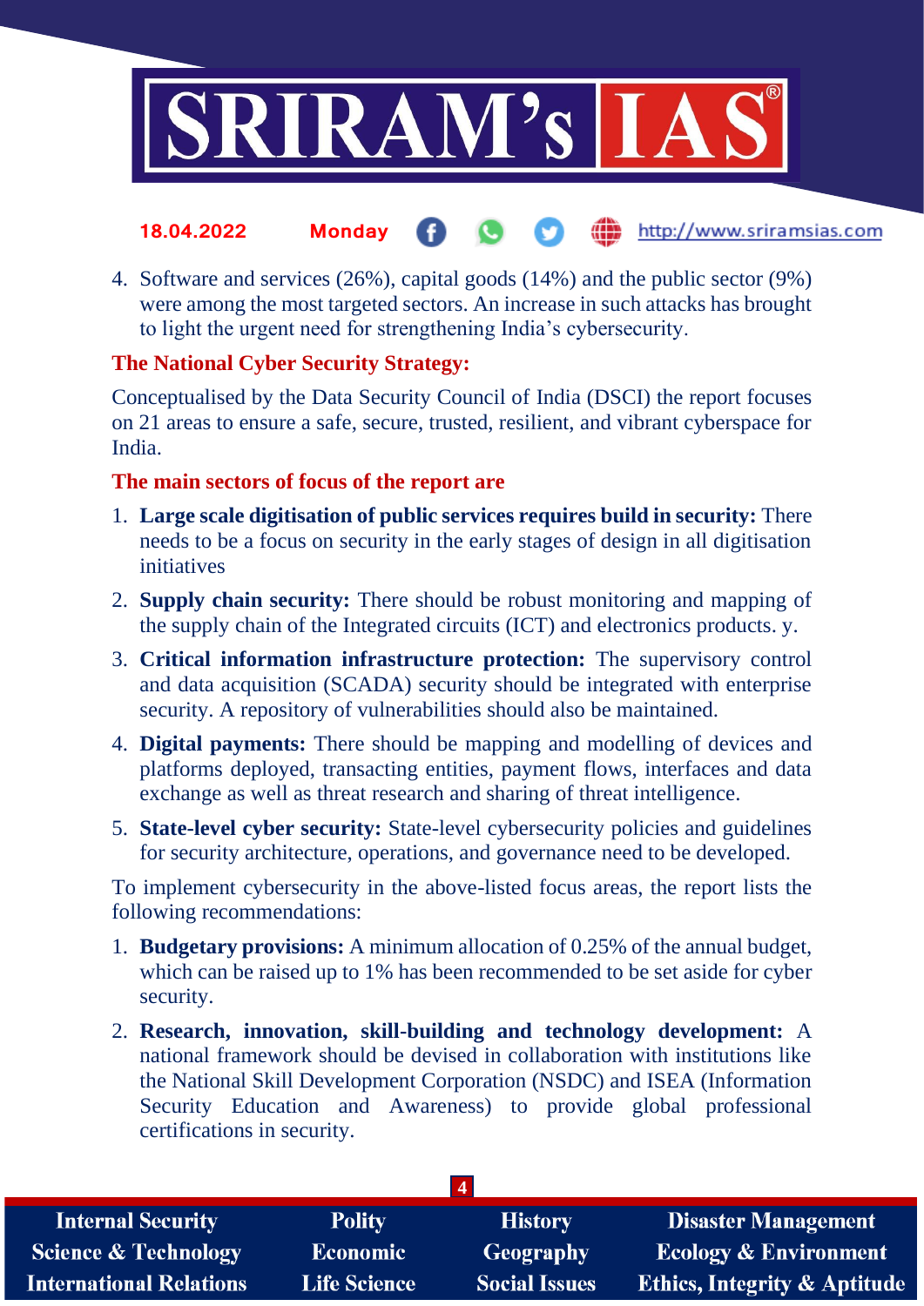4. Software and services (26%), capital goods (14%) and the public sector (9%) were among the most targeted sectors. An increase in such attacks has brought to light the urgent need for strengthening India's cybersecurity.

## The National Cyber Security Strategy:

Conceptualised by the Data Security Council of India (DSCI) the report focuses on 21 areas to ensure a safe, secure, trusted, resilient, and vibrant cyberspace for India.

## The main sectors of focus of the report are

1. **Large scale digitisation of public services requires build in security:** There needs to be a focus on security in the early stages of design in all digitisation initiatives
2. **Supply chain security:** There should be robust monitoring and mapping of the supply chain of the Integrated circuits (ICT) and electronics products. y.
3. **Critical information infrastructure protection:** The supervisory control and data acquisition (SCADA) security should be integrated with enterprise security. A repository of vulnerabilities should also be maintained.
4. **Digital payments:** There should be mapping and modelling of devices and platforms deployed, transacting entities, payment flows, interfaces and data exchange as well as threat research and sharing of threat intelligence.
5. **State-level cyber security:** State-level cybersecurity policies and guidelines for security architecture, operations, and governance need to be developed.

To implement cybersecurity in the above-listed focus areas, the report lists the following recommendations:

1. **Budgetary provisions:** A minimum allocation of 0.25% of the annual budget, which can be raised up to 1% has been recommended to be set aside for cyber security.
2. **Research, innovation, skill-building and technology development:** A national framework should be devised in collaboration with institutions like the National Skill Development Corporation (NSDC) and ISEA (Information Security Education and Awareness) to provide global professional certifications in security.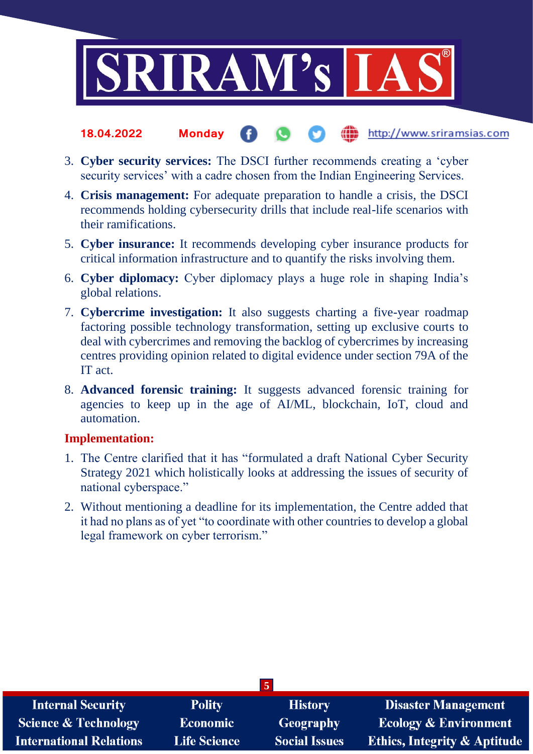3. **Cyber security services:** The DSCI further recommends creating a 'cyber security services' with a cadre chosen from the Indian Engineering Services.
4. **Crisis management:** For adequate preparation to handle a crisis, the DSCI recommends holding cybersecurity drills that include real-life scenarios with their ramifications.
5. **Cyber insurance:** It recommends developing cyber insurance products for critical information infrastructure and to quantify the risks involving them.
6. **Cyber diplomacy:** Cyber diplomacy plays a huge role in shaping India's global relations.
7. **Cybercrime investigation:** It also suggests charting a five-year roadmap factoring possible technology transformation, setting up exclusive courts to deal with cybercrimes and removing the backlog of cybercrimes by increasing centres providing opinion related to digital evidence under section 79A of the IT act.
8. **Advanced forensic training:** It suggests advanced forensic training for agencies to keep up in the age of AI/ML, blockchain, IoT, cloud and automation.

**Implementation:**

1. The Centre clarified that it has "formulated a draft National Cyber Security Strategy 2021 which holistically looks at addressing the issues of security of national cyberspace."
2. Without mentioning a deadline for its implementation, the Centre added that it had no plans as of yet "to coordinate with other countries to develop a global legal framework on cyber terrorism."